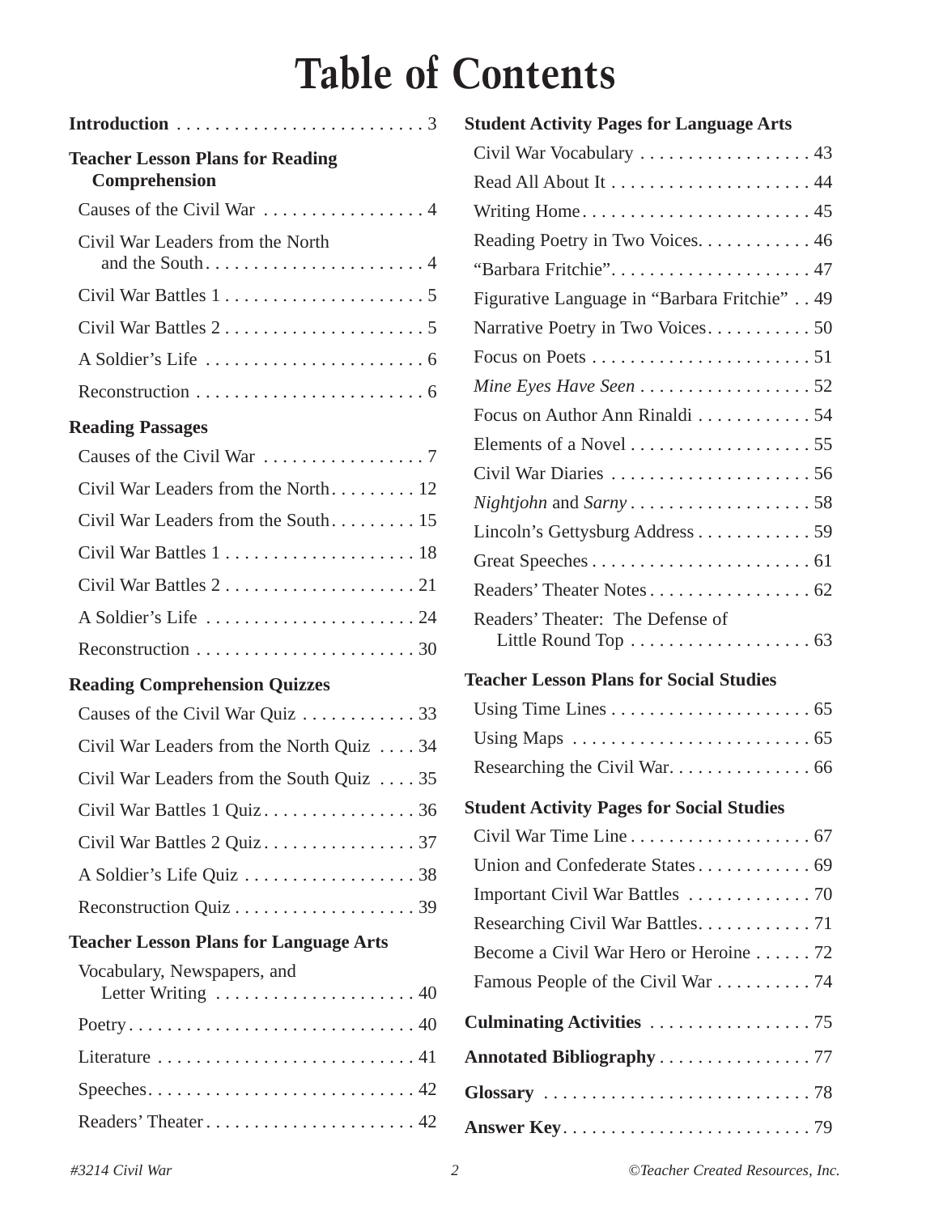# Table of Contents

**Introduction** . . . . . . . . . . . . . . . . . . . . . . . . . . 3

**Teacher Lesson Plans for Reading Comprehension**

- Causes of the Civil War . . . . . . . . . . . . . . . . . 4
- Civil War Leaders from the North and the South . . . . . . . . . . . . . . . . . . . . . . . 4
- Civil War Battles 1 . . . . . . . . . . . . . . . . . . . . . 5
- Civil War Battles 2 . . . . . . . . . . . . . . . . . . . . . 5
- A Soldier's Life . . . . . . . . . . . . . . . . . . . . . . . 6
- Reconstruction . . . . . . . . . . . . . . . . . . . . . . . . 6

**Reading Passages**

- Causes of the Civil War . . . . . . . . . . . . . . . . . 7
- Civil War Leaders from the North . . . . . . . . . 12
- Civil War Leaders from the South . . . . . . . . . 15
- Civil War Battles 1 . . . . . . . . . . . . . . . . . . . . 18
- Civil War Battles 2 . . . . . . . . . . . . . . . . . . . . 21
- A Soldier's Life . . . . . . . . . . . . . . . . . . . . . . 24
- Reconstruction . . . . . . . . . . . . . . . . . . . . . . . 30

**Reading Comprehension Quizzes**

- Causes of the Civil War Quiz . . . . . . . . . . . . 33
- Civil War Leaders from the North Quiz . . . . 34
- Civil War Leaders from the South Quiz . . . . 35
- Civil War Battles 1 Quiz . . . . . . . . . . . . . . . . 36
- Civil War Battles 2 Quiz . . . . . . . . . . . . . . . . 37
- A Soldier's Life Quiz . . . . . . . . . . . . . . . . . . 38
- Reconstruction Quiz . . . . . . . . . . . . . . . . . . . 39

**Teacher Lesson Plans for Language Arts**

- Vocabulary, Newspapers, and Letter Writing . . . . . . . . . . . . . . . . . . . . . 40
- Poetry . . . . . . . . . . . . . . . . . . . . . . . . . . . . . . 40
- Literature . . . . . . . . . . . . . . . . . . . . . . . . . . . 41
- Speeches . . . . . . . . . . . . . . . . . . . . . . . . . . . . 42
- Readers' Theater . . . . . . . . . . . . . . . . . . . . . . 42

**Student Activity Pages for Language Arts**

- Civil War Vocabulary . . . . . . . . . . . . . . . . . . 43
- Read All About It . . . . . . . . . . . . . . . . . . . . . 44
- Writing Home . . . . . . . . . . . . . . . . . . . . . . . . 45
- Reading Poetry in Two Voices . . . . . . . . . . . . 46
- "Barbara Fritchie" . . . . . . . . . . . . . . . . . . . . . 47
- Figurative Language in "Barbara Fritchie" . . 49
- Narrative Poetry in Two Voices . . . . . . . . . . . 50
- Focus on Poets . . . . . . . . . . . . . . . . . . . . . . . 51
- *Mine Eyes Have Seen* . . . . . . . . . . . . . . . . . . 52
- Focus on Author Ann Rinaldi . . . . . . . . . . . . 54
- Elements of a Novel . . . . . . . . . . . . . . . . . . . 55
- Civil War Diaries . . . . . . . . . . . . . . . . . . . . . 56
- *Nightjohn* and *Sarny* . . . . . . . . . . . . . . . . . . . 58
- Lincoln's Gettysburg Address . . . . . . . . . . . . 59
- Great Speeches . . . . . . . . . . . . . . . . . . . . . . . 61
- Readers' Theater Notes . . . . . . . . . . . . . . . . . 62
- Readers' Theater: The Defense of Little Round Top . . . . . . . . . . . . . . . . . . . 63

**Teacher Lesson Plans for Social Studies**

- Using Time Lines . . . . . . . . . . . . . . . . . . . . . 65
- Using Maps . . . . . . . . . . . . . . . . . . . . . . . . . 65
- Researching the Civil War . . . . . . . . . . . . . . . 66

**Student Activity Pages for Social Studies**

- Civil War Time Line . . . . . . . . . . . . . . . . . . . 67
- Union and Confederate States . . . . . . . . . . . . 69
- Important Civil War Battles . . . . . . . . . . . . . 70
- Researching Civil War Battles . . . . . . . . . . . . 71
- Become a Civil War Hero or Heroine . . . . . . 72
- Famous People of the Civil War . . . . . . . . . . 74

**Culminating Activities** . . . . . . . . . . . . . . . . . 75

**Annotated Bibliography** . . . . . . . . . . . . . . . . 77

**Glossary** . . . . . . . . . . . . . . . . . . . . . . . . . . . . 78

**Answer Key** . . . . . . . . . . . . . . . . . . . . . . . . . . 79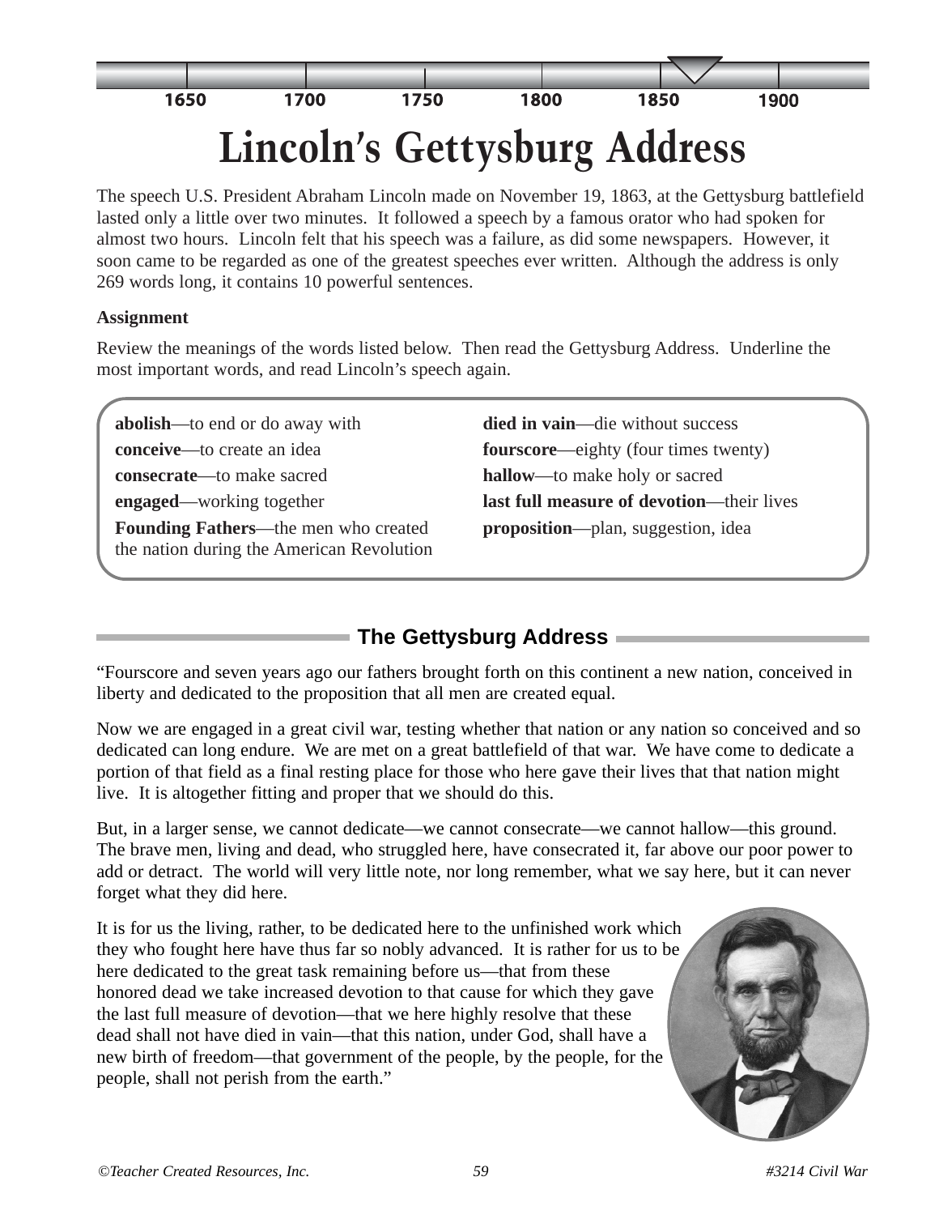# Lincoln's Gettysburg Address

The speech U.S. President Abraham Lincoln made on November 19, 1863, at the Gettysburg battlefield lasted only a little over two minutes. It followed a speech by a famous orator who had spoken for almost two hours. Lincoln felt that his speech was a failure, as did some newspapers. However, it soon came to be regarded as one of the greatest speeches ever written. Although the address is only 269 words long, it contains 10 powerful sentences.

**Assignment**

Review the meanings of the words listed below. Then read the Gettysburg Address. Underline the most important words, and read Lincoln's speech again.

**abolish**—to end or do away with

**conceive**—to create an idea

**consecrate**—to make sacred

**engaged**—working together

**Founding Fathers**—the men who created the nation during the American Revolution

**died in vain**—die without success

**fourscore**—eighty (four times twenty)

**hallow**—to make holy or sacred

**last full measure of devotion**—their lives

**proposition**—plan, suggestion, idea

## The Gettysburg Address

"Fourscore and seven years ago our fathers brought forth on this continent a new nation, conceived in liberty and dedicated to the proposition that all men are created equal.

Now we are engaged in a great civil war, testing whether that nation or any nation so conceived and so dedicated can long endure. We are met on a great battlefield of that war. We have come to dedicate a portion of that field as a final resting place for those who here gave their lives that that nation might live. It is altogether fitting and proper that we should do this.

But, in a larger sense, we cannot dedicate—we cannot consecrate—we cannot hallow—this ground. The brave men, living and dead, who struggled here, have consecrated it, far above our poor power to add or detract. The world will very little note, nor long remember, what we say here, but it can never forget what they did here.

It is for us the living, rather, to be dedicated here to the unfinished work which they who fought here have thus far so nobly advanced. It is rather for us to be here dedicated to the great task remaining before us—that from these honored dead we take increased devotion to that cause for which they gave the last full measure of devotion—that we here highly resolve that these dead shall not have died in vain—that this nation, under God, shall have a new birth of freedom—that government of the people, by the people, for the people, shall not perish from the earth."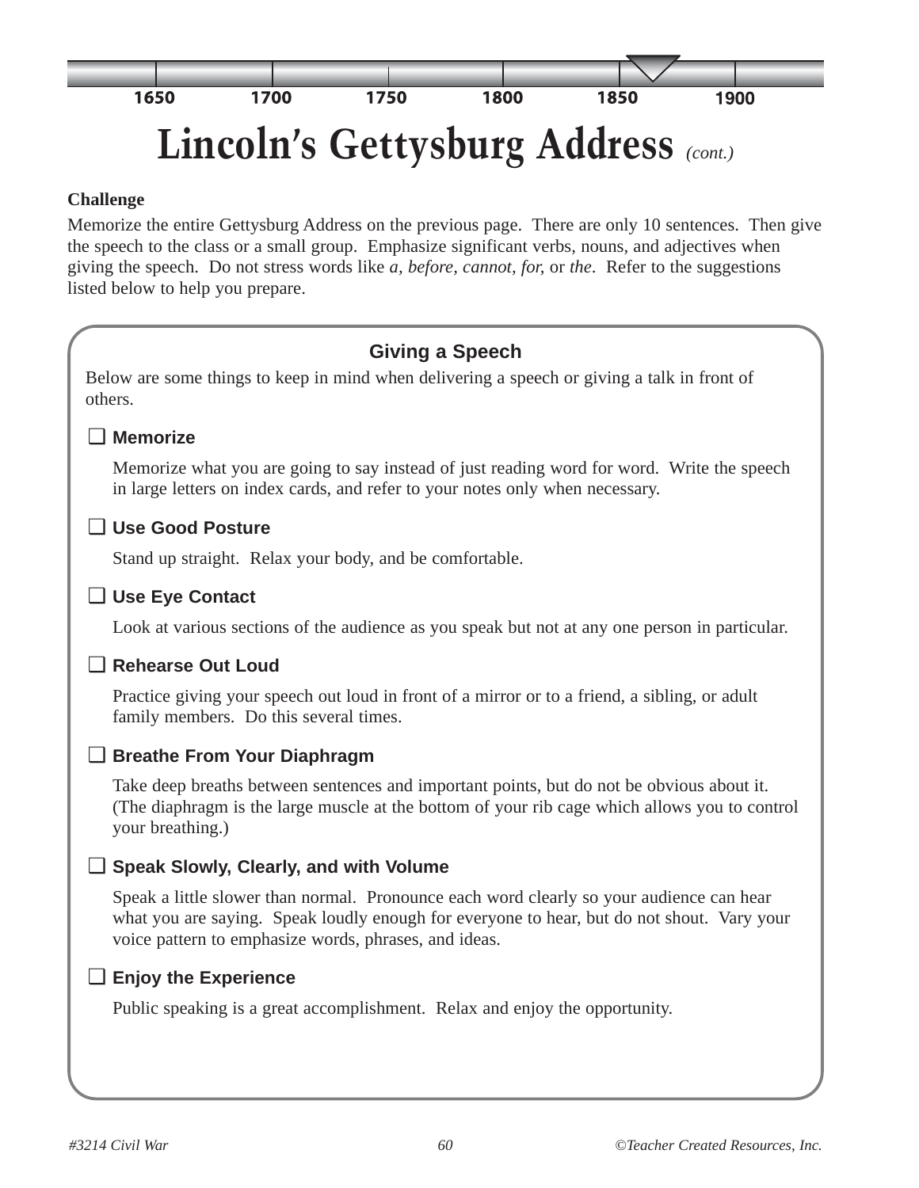1650 1700 1750 1800 1850 1900

# Lincoln's Gettysburg Address *(cont.)*

**Challenge**

Memorize the entire Gettysburg Address on the previous page. There are only 10 sentences. Then give the speech to the class or a small group. Emphasize significant verbs, nouns, and adjectives when giving the speech. Do not stress words like *a, before, cannot, for,* or *the*. Refer to the suggestions listed below to help you prepare.

## Giving a Speech

Below are some things to keep in mind when delivering a speech or giving a talk in front of others.

- ❑ **Memorize**

  Memorize what you are going to say instead of just reading word for word. Write the speech in large letters on index cards, and refer to your notes only when necessary.

- ❑ **Use Good Posture**

  Stand up straight. Relax your body, and be comfortable.

- ❑ **Use Eye Contact**

  Look at various sections of the audience as you speak but not at any one person in particular.

- ❑ **Rehearse Out Loud**

  Practice giving your speech out loud in front of a mirror or to a friend, a sibling, or adult family members. Do this several times.

- ❑ **Breathe From Your Diaphragm**

  Take deep breaths between sentences and important points, but do not be obvious about it. (The diaphragm is the large muscle at the bottom of your rib cage which allows you to control your breathing.)

- ❑ **Speak Slowly, Clearly, and with Volume**

  Speak a little slower than normal. Pronounce each word clearly so your audience can hear what you are saying. Speak loudly enough for everyone to hear, but do not shout. Vary your voice pattern to emphasize words, phrases, and ideas.

- ❑ **Enjoy the Experience**

  Public speaking is a great accomplishment. Relax and enjoy the opportunity.